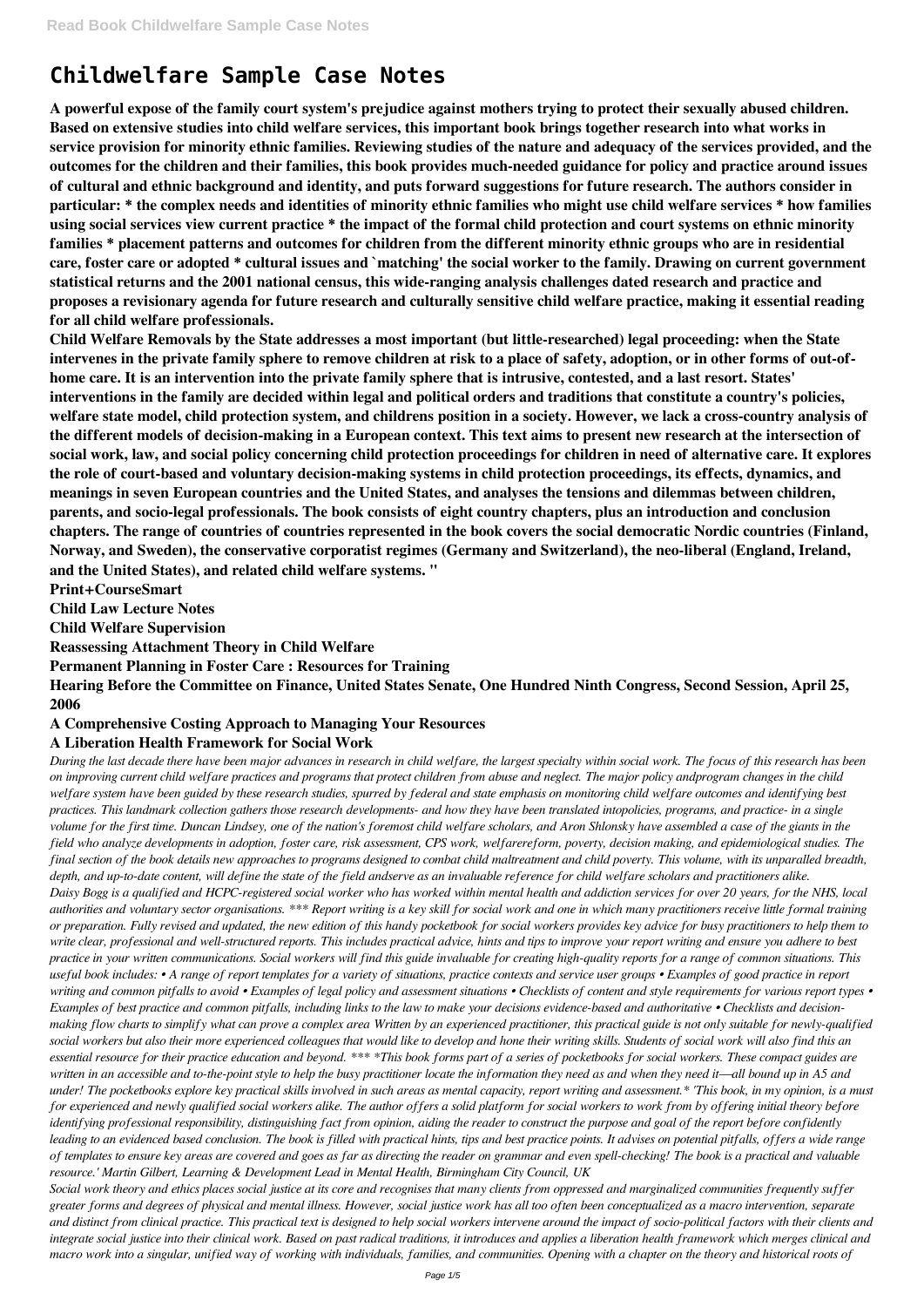# Childwelfare Sample Case Notes

**A powerful expose of the family court system's prejudice against mothers trying to protect their sexually abused children. Based on extensive studies into child welfare services, this important book brings together research into what works in service provision for minority ethnic families. Reviewing studies of the nature and adequacy of the services provided, and the outcomes for the children and their families, this book provides much-needed guidance for policy and practice around issues of cultural and ethnic background and identity, and puts forward suggestions for future research. The authors consider in particular: * the complex needs and identities of minority ethnic families who might use child welfare services * how families using social services view current practice * the impact of the formal child protection and court systems on ethnic minority families * placement patterns and outcomes for children from the different minority ethnic groups who are in residential care, foster care or adopted * cultural issues and `matching' the social worker to the family. Drawing on current government statistical returns and the 2001 national census, this wide-ranging analysis challenges dated research and practice and proposes a revisionary agenda for future research and culturally sensitive child welfare practice, making it essential reading for all child welfare professionals.**

**Child Welfare Removals by the State addresses a most important (but little-researched) legal proceeding: when the State intervenes in the private family sphere to remove children at risk to a place of safety, adoption, or in other forms of out-of-home care. It is an intervention into the private family sphere that is intrusive, contested, and a last resort. States' interventions in the family are decided within legal and political orders and traditions that constitute a country's policies, welfare state model, child protection system, and childrens position in a society. However, we lack a cross-country analysis of the different models of decision-making in a European context. This text aims to present new research at the intersection of social work, law, and social policy concerning child protection proceedings for children in need of alternative care. It explores the role of court-based and voluntary decision-making systems in child protection proceedings, its effects, dynamics, and meanings in seven European countries and the United States, and analyses the tensions and dilemmas between children, parents, and socio-legal professionals. The book consists of eight country chapters, plus an introduction and conclusion chapters. The range of countries of countries represented in the book covers the social democratic Nordic countries (Finland, Norway, and Sweden), the conservative corporatist regimes (Germany and Switzerland), the neo-liberal (England, Ireland, and the United States), and related child welfare systems. "**

**Print+CourseSmart**

**Child Law Lecture Notes**

**Child Welfare Supervision**

**Reassessing Attachment Theory in Child Welfare**

**Permanent Planning in Foster Care : Resources for Training**

**Hearing Before the Committee on Finance, United States Senate, One Hundred Ninth Congress, Second Session, April 25, 2006**

**A Comprehensive Costing Approach to Managing Your Resources**

**A Liberation Health Framework for Social Work**

*During the last decade there have been major advances in research in child welfare, the largest specialty within social work. The focus of this research has been on improving current child welfare practices and programs that protect children from abuse and neglect. The major policy andprogram changes in the child welfare system have been guided by these research studies, spurred by federal and state emphasis on monitoring child welfare outcomes and identifying best practices. This landmark collection gathers those research developments- and how they have been translated intopolicies, programs, and practice- in a single volume for the first time. Duncan Lindsey, one of the nation's foremost child welfare scholars, and Aron Shlonsky have assembled a case of the giants in the field who analyze developments in adoption, foster care, risk assessment, CPS work, welfarereform, poverty, decision making, and epidemiological studies. The final section of the book details new approaches to programs designed to combat child maltreatment and child poverty. This volume, with its unparalled breadth, depth, and up-to-date content, will define the state of the field andserve as an invaluable reference for child welfare scholars and practitioners alike.*

*Daisy Bogg is a qualified and HCPC-registered social worker who has worked within mental health and addiction services for over 20 years, for the NHS, local authorities and voluntary sector organisations. \*\*\* Report writing is a key skill for social work and one in which many practitioners receive little formal training or preparation. Fully revised and updated, the new edition of this handy pocketbook for social workers provides key advice for busy practitioners to help them to write clear, professional and well-structured reports. This includes practical advice, hints and tips to improve your report writing and ensure you adhere to best practice in your written communications. Social workers will find this guide invaluable for creating high-quality reports for a range of common situations. This useful book includes: • A range of report templates for a variety of situations, practice contexts and service user groups • Examples of good practice in report writing and common pitfalls to avoid • Examples of legal policy and assessment situations • Checklists of content and style requirements for various report types • Examples of best practice and common pitfalls, including links to the law to make your decisions evidence-based and authoritative • Checklists and decision-making flow charts to simplify what can prove a complex area Written by an experienced practitioner, this practical guide is not only suitable for newly-qualified social workers but also their more experienced colleagues that would like to develop and hone their writing skills. Students of social work will also find this an essential resource for their practice education and beyond. \*\*\* \*This book forms part of a series of pocketbooks for social workers. These compact guides are written in an accessible and to-the-point style to help the busy practitioner locate the information they need as and when they need it—all bound up in A5 and under! The pocketbooks explore key practical skills involved in such areas as mental capacity, report writing and assessment.\* 'This book, in my opinion, is a must for experienced and newly qualified social workers alike. The author offers a solid platform for social workers to work from by offering initial theory before identifying professional responsibility, distinguishing fact from opinion, aiding the reader to construct the purpose and goal of the report before confidently leading to an evidenced based conclusion. The book is filled with practical hints, tips and best practice points. It advises on potential pitfalls, offers a wide range of templates to ensure key areas are covered and goes as far as directing the reader on grammar and even spell-checking! The book is a practical and valuable resource.' Martin Gilbert, Learning & Development Lead in Mental Health, Birmingham City Council, UK*

*Social work theory and ethics places social justice at its core and recognises that many clients from oppressed and marginalized communities frequently suffer greater forms and degrees of physical and mental illness. However, social justice work has all too often been conceptualized as a macro intervention, separate and distinct from clinical practice. This practical text is designed to help social workers intervene around the impact of socio-political factors with their clients and integrate social justice into their clinical work. Based on past radical traditions, it introduces and applies a liberation health framework which merges clinical and macro work into a singular, unified way of working with individuals, families, and communities. Opening with a chapter on the theory and historical roots of*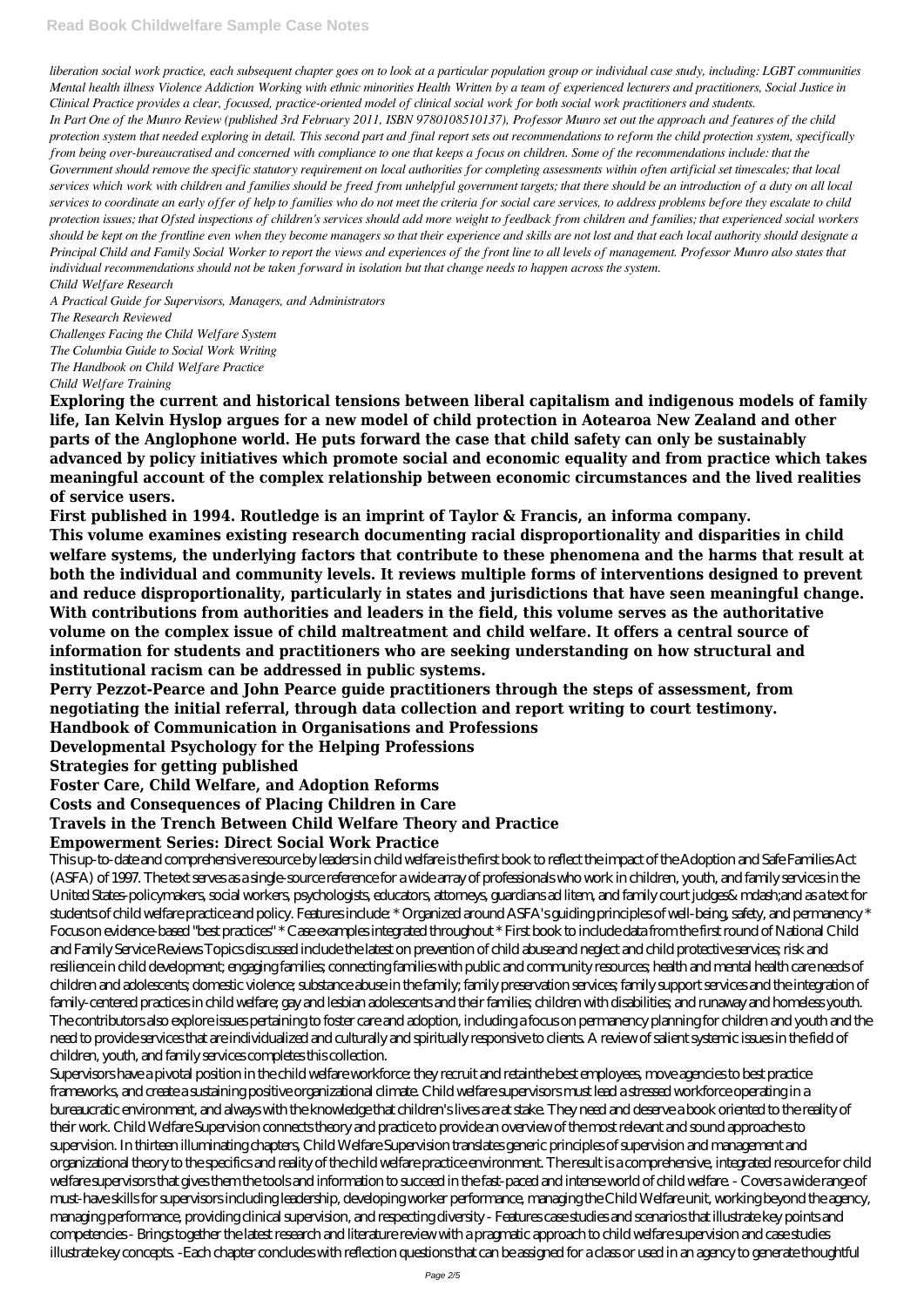*liberation social work practice, each subsequent chapter goes on to look at a particular population group or individual case study, including: LGBT communities Mental health illness Violence Addiction Working with ethnic minorities Health Written by a team of experienced lecturers and practitioners, Social Justice in Clinical Practice provides a clear, focussed, practice-oriented model of clinical social work for both social work practitioners and students.*

*In Part One of the Munro Review (published 3rd February 2011, ISBN 9780108510137), Professor Munro set out the approach and features of the child protection system that needed exploring in detail. This second part and final report sets out recommendations to reform the child protection system, specifically from being over-bureaucratised and concerned with compliance to one that keeps a focus on children. Some of the recommendations include: that the Government should remove the specific statutory requirement on local authorities for completing assessments within often artificial set timescales; that local services which work with children and families should be freed from unhelpful government targets; that there should be an introduction of a duty on all local services to coordinate an early offer of help to families who do not meet the criteria for social care services, to address problems before they escalate to child protection issues; that Ofsted inspections of children's services should add more weight to feedback from children and families; that experienced social workers should be kept on the frontline even when they become managers so that their experience and skills are not lost and that each local authority should designate a Principal Child and Family Social Worker to report the views and experiences of the front line to all levels of management. Professor Munro also states that individual recommendations should not be taken forward in isolation but that change needs to happen across the system.*

*Child Welfare Research*

*A Practical Guide for Supervisors, Managers, and Administrators*

*The Research Reviewed*

*Challenges Facing the Child Welfare System*

*The Columbia Guide to Social Work Writing*

*The Handbook on Child Welfare Practice*

*Child Welfare Training*

**Exploring the current and historical tensions between liberal capitalism and indigenous models of family life, Ian Kelvin Hyslop argues for a new model of child protection in Aotearoa New Zealand and other parts of the Anglophone world. He puts forward the case that child safety can only be sustainably advanced by policy initiatives which promote social and economic equality and from practice which takes meaningful account of the complex relationship between economic circumstances and the lived realities of service users.**

**First published in 1994. Routledge is an imprint of Taylor & Francis, an informa company.**

**This volume examines existing research documenting racial disproportionality and disparities in child welfare systems, the underlying factors that contribute to these phenomena and the harms that result at both the individual and community levels. It reviews multiple forms of interventions designed to prevent and reduce disproportionality, particularly in states and jurisdictions that have seen meaningful change. With contributions from authorities and leaders in the field, this volume serves as the authoritative volume on the complex issue of child maltreatment and child welfare. It offers a central source of information for students and practitioners who are seeking understanding on how structural and institutional racism can be addressed in public systems.**

**Perry Pezzot-Pearce and John Pearce guide practitioners through the steps of assessment, from negotiating the initial referral, through data collection and report writing to court testimony.**

**Handbook of Communication in Organisations and Professions**

**Developmental Psychology for the Helping Professions**

**Strategies for getting published**

**Foster Care, Child Welfare, and Adoption Reforms**

**Costs and Consequences of Placing Children in Care**

**Travels in the Trench Between Child Welfare Theory and Practice**

**Empowerment Series: Direct Social Work Practice**

This up-to-date and comprehensive resource by leaders in child welfare is the first book to reflect the impact of the Adoption and Safe Families Act (ASFA) of 1997. The text serves as a single-source reference for a wide array of professionals who work in children, youth, and family services in the United States-policymakers, social workers, psychologists, educators, attorneys, guardians ad litem, and family court judges& mdash;and as a text for students of child welfare practice and policy. Features include: * Organized around ASFA's guiding principles of well-being, safety, and permanency * Focus on evidence-based "best practices" * Case examples integrated throughout * First book to include data from the first round of National Child and Family Service Reviews Topics discussed include the latest on prevention of child abuse and neglect and child protective services; risk and resilience in child development; engaging families; connecting families with public and community resources; health and mental health care needs of children and adolescents; domestic violence; substance abuse in the family; family preservation services; family support services and the integration of family-centered practices in child welfare; gay and lesbian adolescents and their families; children with disabilities; and runaway and homeless youth. The contributors also explore issues pertaining to foster care and adoption, including a focus on permanency planning for children and youth and the need to provide services that are individualized and culturally and spiritually responsive to clients. A review of salient systemic issues in the field of children, youth, and family services completes this collection.

Supervisors have a pivotal position in the child welfare workforce: they recruit and retainthe best employees, move agencies to best practice frameworks, and create a sustaining positive organizational climate. Child welfare supervisors must lead a stressed workforce operating in a bureaucratic environment, and always with the knowledge that children's lives are at stake. They need and deserve a book oriented to the reality of their work. Child Welfare Supervision connects theory and practice to provide an overview of the most relevant and sound approaches to supervision. In thirteen illuminating chapters, Child Welfare Supervision translates generic principles of supervision and management and organizational theory to the specifics and reality of the child welfare practice environment. The result is a comprehensive, integrated resource for child welfare supervisors that gives them the tools and information to succeed in the fast-paced and intense world of child welfare. - Covers a wide range of must-have skills for supervisors including leadership, developing worker performance, managing the Child Welfare unit, working beyond the agency, managing performance, providing clinical supervision, and respecting diversity - Features case studies and scenarios that illustrate key points and competencies - Brings together the latest research and literature review with a pragmatic approach to child welfare supervision and case studies illustrate key concepts. -Each chapter concludes with reflection questions that can be assigned for a class or used in an agency to generate thoughtful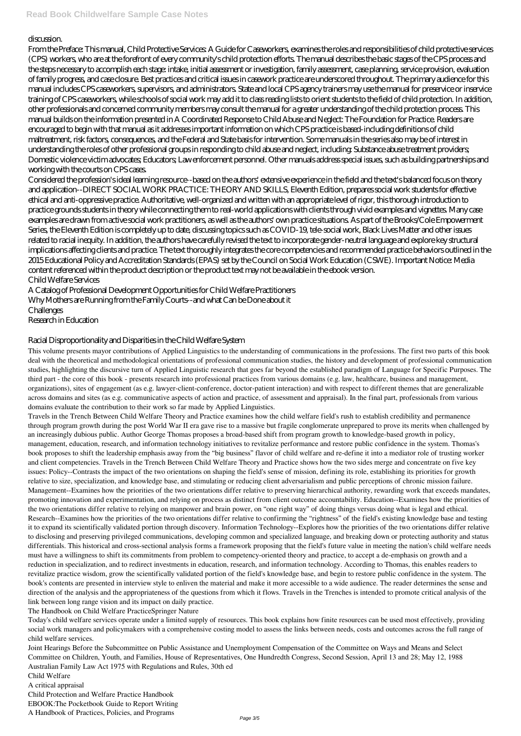discussion.

From the Preface: This manual, Child Protective Services: A Guide for Caseworkers, examines the roles and responsibilities of child protective services (CPS) workers, who are at the forefront of every community's child protection efforts. The manual describes the basic stages of the CPS process and the steps necessary to accomplish each stage: intake, initial assessment or investigation, family assessment, case planning, service provision, evaluation of family progress, and case closure. Best practices and critical issues in casework practice are underscored throughout. The primary audience for this manual includes CPS caseworkers, supervisors, and administrators. State and local CPS agency trainers may use the manual for preservice or inservice training of CPS caseworkers, while schools of social work may add it to class reading lists to orient students to the field of child protection. In addition, other professionals and concerned community members may consult the manual for a greater understanding of the child protection process. This manual builds on the information presented in A Coordinated Response to Child Abuse and Neglect: The Foundation for Practice. Readers are encouraged to begin with that manual as it addresses important information on which CPS practice is based-including definitions of child maltreatment, risk factors, consequences, and the Federal and State basis for intervention. Some manuals in the series also may be of interest in understanding the roles of other professional groups in responding to child abuse and neglect, including: Substance abuse treatment providers; Domestic violence victim advocates; Educators; Law enforcement personnel. Other manuals address special issues, such as building partnerships and working with the courts on CPS cases.

Considered the profession's ideal learning resource--based on the authors' extensive experience in the field and the text's balanced focus on theory and application--DIRECT SOCIAL WORK PRACTICE: THEORY AND SKILLS, Eleventh Edition, prepares social work students for effective ethical and anti-oppressive practice. Authoritative, well-organized and written with an appropriate level of rigor, this thorough introduction to practice grounds students in theory while connecting them to real-world applications with clients through vivid examples and vignettes. Many case examples are drawn from active social work practitioners, as well as the authors' own practice situations. As part of the Brooks/Cole Empowerment Series, the Eleventh Edition is completely up to date, discussing topics such as COVID-19, tele-social work, Black Lives Matter and other issues related to racial inequity. In addition, the authors have carefully revised the text to incorporate gender-neutral language and explore key structural implications affecting clients and practice. The text thoroughly integrates the core competencies and recommended practice behaviors outlined in the 2015 Educational Policy and Accreditation Standards (EPAS) set by the Council on Social Work Education (CSWE). Important Notice: Media content referenced within the product description or the product text may not be available in the ebook version.

Child Welfare Services

A Catalog of Professional Development Opportunities for Child Welfare Practitioners

Why Mothers are Running from the Family Courts--and what Can be Done about it

Challenges

Research in Education

Racial Disproportionality and Disparities in the Child Welfare System

This volume presents mayor contributions of Applied Linguistics to the understanding of communications in the professions. The first two parts of this book deal with the theoretical and methodological orientations of professional communication studies, the history and development of professional communication studies, highlighting the discursive turn of Applied Linguistic research that goes far beyond the established paradigm of Language for Specific Purposes. The third part - the core of this book - presents research into professional practices from various domains (e.g. law, healthcare, business and management, organizations), sites of engagement (as e.g. lawyer-client-conference, doctor-patient interaction) and with respect to different themes that are generalizable across domains and sites (as e.g. communicative aspects of action and practice, of assessment and appraisal). In the final part, professionals from various domains evaluate the contribution to their work so far made by Applied Linguistics.

Travels in the Trench Between Child Welfare Theory and Practice examines how the child welfare field's rush to establish credibility and permanence through program growth during the post World War II era gave rise to a massive but fragile conglomerate unprepared to prove its merits when challenged by an increasingly dubious public. Author George Thomas proposes a broad-based shift from program growth to knowledge-based growth in policy, management, education, research, and information technology initiatives to revitalize performance and restore public confidence in the system. Thomas's book proposes to shift the leadership emphasis away from the "big business" flavor of child welfare and re-define it into a mediator role of trusting worker and client competencies. Travels in the Trench Between Child Welfare Theory and Practice shows how the two sides merge and concentrate on five key issues: Policy--Contrasts the impact of the two orientations on shaping the field's sense of mission, defining its role, establishing its priorities for growth relative to size, specialization, and knowledge base, and stimulating or reducing client adversarialism and public perceptions of chronic mission failure. Management--Examines how the priorities of the two orientations differ relative to preserving hierarchical authority, rewarding work that exceeds mandates, promoting innovation and experimentation, and relying on process as distinct from client outcome accountability. Education--Examines how the priorities of the two orientations differ relative to relying on manpower and brain power, on "one right way" of doing things versus doing what is legal and ethical. Research--Examines how the priorities of the two orientations differ relative to confirming the "rightness" of the field's existing knowledge base and testing it to expand its scientifically validated portion through discovery. Information Technology--Explores how the priorities of the two orientations differ relative to disclosing and preserving privileged communications, developing common and specialized language, and breaking down or protecting authority and status differentials. This historical and cross-sectional analysis forms a framework proposing that the field's future value in meeting the nation's child welfare needs must have a willingness to shift its commitments from problem to competency-oriented theory and practice, to accept a de-emphasis on growth and a reduction in specialization, and to redirect investments in education, research, and information technology. According to Thomas, this enables readers to revitalize practice wisdom, grow the scientifically validated portion of the field's knowledge base, and begin to restore public confidence in the system. The book's contents are presented in interview style to enliven the material and make it more accessible to a wide audience. The reader determines the sense and direction of the analysis and the appropriateness of the questions from which it flows. Travels in the Trenches is intended to promote critical analysis of the link between long range vision and its impact on daily practice.

The Handbook on Child Welfare PracticeSpringer Nature

Today's child welfare services operate under a limited supply of resources. This book explains how finite resources can be used most effectively, providing social work managers and policymakers with a comprehensive costing model to assess the links between needs, costs and outcomes across the full range of child welfare services.

Joint Hearings Before the Subcommittee on Public Assistance and Unemployment Compensation of the Committee on Ways and Means and Select Committee on Children, Youth, and Families, House of Representatives, One Hundredth Congress, Second Session, April 13 and 28; May 12, 1988

Australian Family Law Act 1975 with Regulations and Rules, 30th ed

Child Welfare

A critical appraisal

Child Protection and Welfare Practice Handbook

EBOOK:The Pocketbook Guide to Report Writing

A Handbook of Practices, Policies, and Programs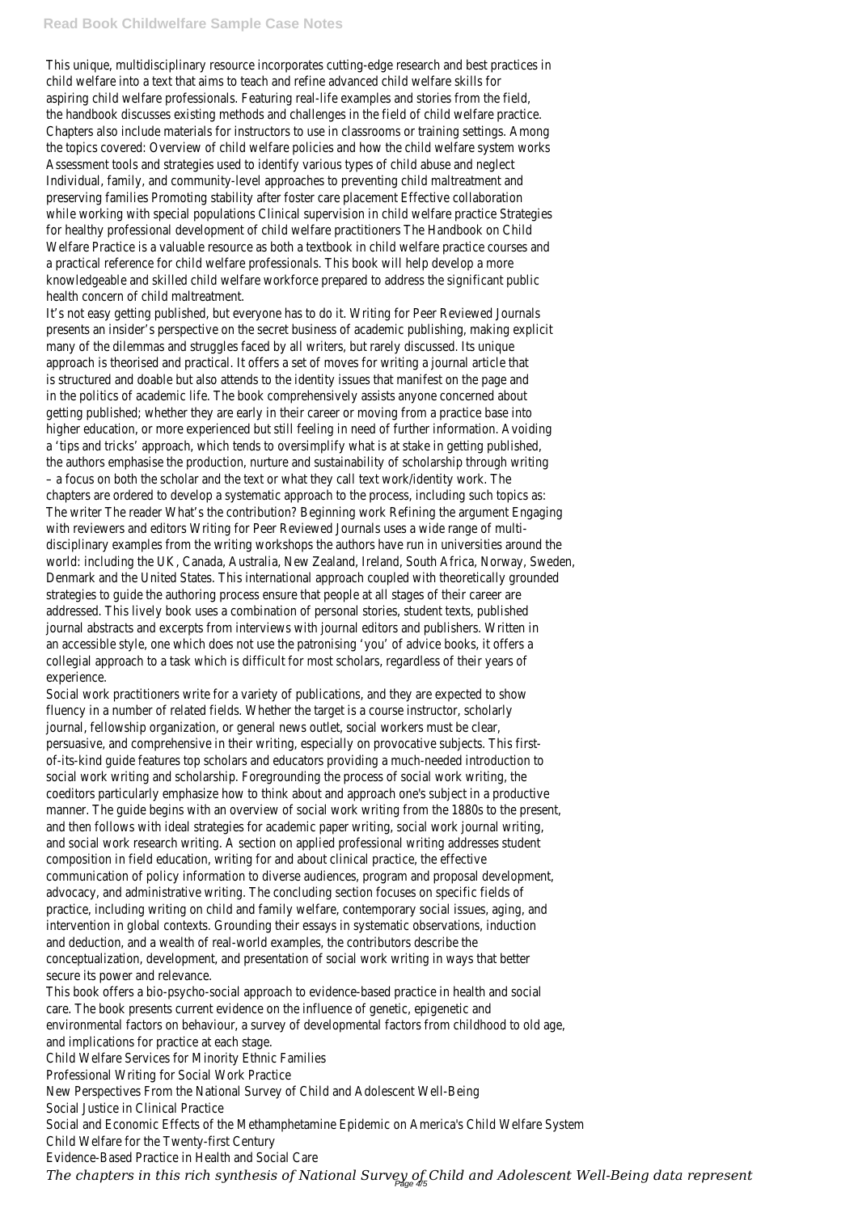This unique, multidisciplinary resource incorporates cutting-edge research and best practices in child welfare into a text that aims to teach and refine advanced child welfare skills for aspiring child welfare professionals. Featuring real-life examples and stories from the field, the handbook discusses existing methods and challenges in the field of child welfare practice. Chapters also include materials for instructors to use in classrooms or training settings. Among the topics covered: Overview of child welfare policies and how the child welfare system works Assessment tools and strategies used to identify various types of child abuse and neglect Individual, family, and community-level approaches to preventing child maltreatment and preserving families Promoting stability after foster care placement Effective collaboration while working with special populations Clinical supervision in child welfare practice Strategies for healthy professional development of child welfare practitioners The Handbook on Child Welfare Practice is a valuable resource as both a textbook in child welfare practice courses and a practical reference for child welfare professionals. This book will help develop a more knowledgeable and skilled child welfare workforce prepared to address the significant public health concern of child maltreatment.

It's not easy getting published, but everyone has to do it. Writing for Peer Reviewed Journals presents an insider's perspective on the secret business of academic publishing, making explicit many of the dilemmas and struggles faced by all writers, but rarely discussed. Its unique approach is theorised and practical. It offers a set of moves for writing a journal article that is structured and doable but also attends to the identity issues that manifest on the page and in the politics of academic life. The book comprehensively assists anyone concerned about getting published; whether they are early in their career or moving from a practice base into higher education, or more experienced but still feeling in need of further information. Avoiding a 'tips and tricks' approach, which tends to oversimplify what is at stake in getting published, the authors emphasise the production, nurture and sustainability of scholarship through writing – a focus on both the scholar and the text or what they call text work/identity work. The chapters are ordered to develop a systematic approach to the process, including such topics as: The writer The reader What's the contribution? Beginning work Refining the argument Engaging with reviewers and editors Writing for Peer Reviewed Journals uses a wide range of multi-disciplinary examples from the writing workshops the authors have run in universities around the world: including the UK, Canada, Australia, New Zealand, Ireland, South Africa, Norway, Sweden, Denmark and the United States. This international approach coupled with theoretically grounded strategies to guide the authoring process ensure that people at all stages of their career are addressed. This lively book uses a combination of personal stories, student texts, published journal abstracts and excerpts from interviews with journal editors and publishers. Written in an accessible style, one which does not use the patronising 'you' of advice books, it offers a collegial approach to a task which is difficult for most scholars, regardless of their years of experience.

Social work practitioners write for a variety of publications, and they are expected to show fluency in a number of related fields. Whether the target is a course instructor, scholarly journal, fellowship organization, or general news outlet, social workers must be clear, persuasive, and comprehensive in their writing, especially on provocative subjects. This first-of-its-kind guide features top scholars and educators providing a much-needed introduction to social work writing and scholarship. Foregrounding the process of social work writing, the coeditors particularly emphasize how to think about and approach one's subject in a productive manner. The guide begins with an overview of social work writing from the 1880s to the present, and then follows with ideal strategies for academic paper writing, social work journal writing, and social work research writing. A section on applied professional writing addresses student composition in field education, writing for and about clinical practice, the effective communication of policy information to diverse audiences, program and proposal development, advocacy, and administrative writing. The concluding section focuses on specific fields of practice, including writing on child and family welfare, contemporary social issues, aging, and intervention in global contexts. Grounding their essays in systematic observations, induction and deduction, and a wealth of real-world examples, the contributors describe the conceptualization, development, and presentation of social work writing in ways that better secure its power and relevance.

This book offers a bio-psycho-social approach to evidence-based practice in health and social care. The book presents current evidence on the influence of genetic, epigenetic and environmental factors on behaviour, a survey of developmental factors from childhood to old age, and implications for practice at each stage.

Child Welfare Services for Minority Ethnic Families

Professional Writing for Social Work Practice

New Perspectives From the National Survey of Child and Adolescent Well-Being

Social Justice in Clinical Practice

Social and Economic Effects of the Methamphetamine Epidemic on America's Child Welfare System

Child Welfare for the Twenty-first Century

Evidence-Based Practice in Health and Social Care

*The chapters in this rich synthesis of National Survey of Child and Adolescent Well-Being data represent*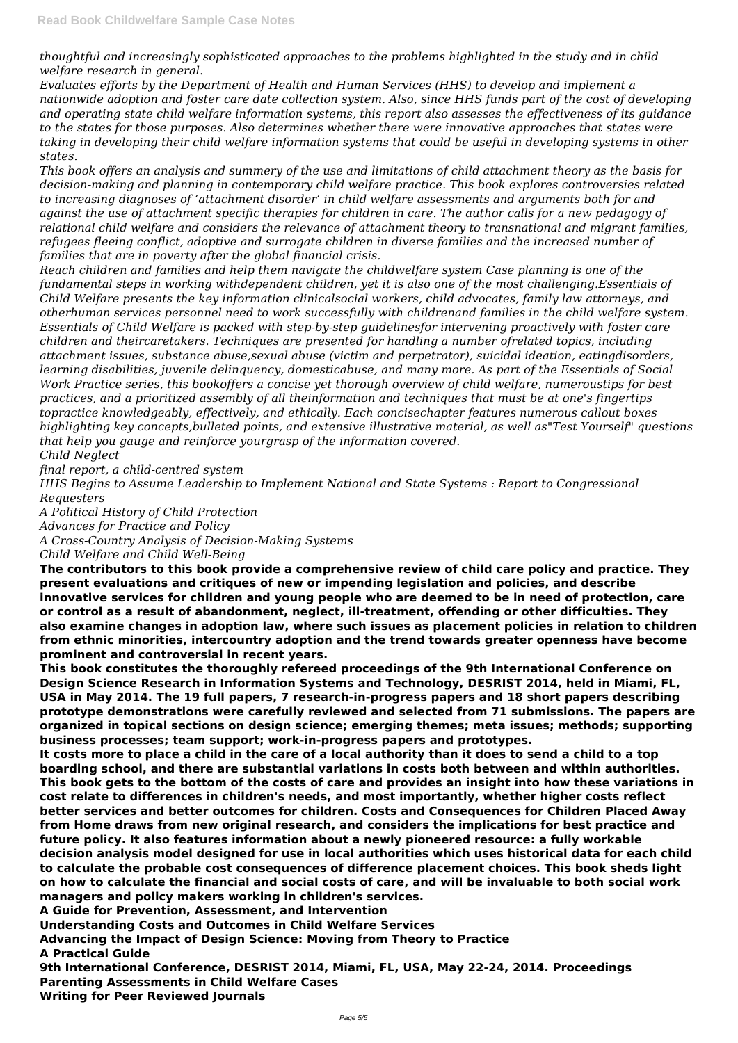*thoughtful and increasingly sophisticated approaches to the problems highlighted in the study and in child welfare research in general.*

*Evaluates efforts by the Department of Health and Human Services (HHS) to develop and implement a nationwide adoption and foster care date collection system. Also, since HHS funds part of the cost of developing and operating state child welfare information systems, this report also assesses the effectiveness of its guidance to the states for those purposes. Also determines whether there were innovative approaches that states were taking in developing their child welfare information systems that could be useful in developing systems in other states.*

*This book offers an analysis and summery of the use and limitations of child attachment theory as the basis for decision-making and planning in contemporary child welfare practice. This book explores controversies related to increasing diagnoses of 'attachment disorder' in child welfare assessments and arguments both for and against the use of attachment specific therapies for children in care. The author calls for a new pedagogy of relational child welfare and considers the relevance of attachment theory to transnational and migrant families, refugees fleeing conflict, adoptive and surrogate children in diverse families and the increased number of families that are in poverty after the global financial crisis.*

*Reach children and families and help them navigate the childwelfare system Case planning is one of the fundamental steps in working withdependent children, yet it is also one of the most challenging.Essentials of Child Welfare presents the key information clinicalsocial workers, child advocates, family law attorneys, and otherhuman services personnel need to work successfully with childrenand families in the child welfare system. Essentials of Child Welfare is packed with step-by-step guidelinesfor intervening proactively with foster care children and theircaretakers. Techniques are presented for handling a number ofrelated topics, including attachment issues, substance abuse,sexual abuse (victim and perpetrator), suicidal ideation, eatingdisorders, learning disabilities, juvenile delinquency, domesticabuse, and many more. As part of the Essentials of Social Work Practice series, this bookoffers a concise yet thorough overview of child welfare, numeroustips for best practices, and a prioritized assembly of all theinformation and techniques that must be at one's fingertips topractice knowledgeably, effectively, and ethically. Each concisechapter features numerous callout boxes highlighting key concepts,bulleted points, and extensive illustrative material, as well as"Test Yourself" questions that help you gauge and reinforce yourgrasp of the information covered.*

*Child Neglect*

*final report, a child-centred system*

*HHS Begins to Assume Leadership to Implement National and State Systems : Report to Congressional Requesters*

*A Political History of Child Protection*

*Advances for Practice and Policy*

*A Cross-Country Analysis of Decision-Making Systems*

*Child Welfare and Child Well-Being*

**The contributors to this book provide a comprehensive review of child care policy and practice. They present evaluations and critiques of new or impending legislation and policies, and describe innovative services for children and young people who are deemed to be in need of protection, care or control as a result of abandonment, neglect, ill-treatment, offending or other difficulties. They also examine changes in adoption law, where such issues as placement policies in relation to children from ethnic minorities, intercountry adoption and the trend towards greater openness have become prominent and controversial in recent years.**

**This book constitutes the thoroughly refereed proceedings of the 9th International Conference on Design Science Research in Information Systems and Technology, DESRIST 2014, held in Miami, FL, USA in May 2014. The 19 full papers, 7 research-in-progress papers and 18 short papers describing prototype demonstrations were carefully reviewed and selected from 71 submissions. The papers are organized in topical sections on design science; emerging themes; meta issues; methods; supporting business processes; team support; work-in-progress papers and prototypes.**

**It costs more to place a child in the care of a local authority than it does to send a child to a top boarding school, and there are substantial variations in costs both between and within authorities. This book gets to the bottom of the costs of care and provides an insight into how these variations in cost relate to differences in children's needs, and most importantly, whether higher costs reflect better services and better outcomes for children. Costs and Consequences for Children Placed Away from Home draws from new original research, and considers the implications for best practice and future policy. It also features information about a newly pioneered resource: a fully workable decision analysis model designed for use in local authorities which uses historical data for each child to calculate the probable cost consequences of difference placement choices. This book sheds light on how to calculate the financial and social costs of care, and will be invaluable to both social work managers and policy makers working in children's services.**

**A Guide for Prevention, Assessment, and Intervention**

**Understanding Costs and Outcomes in Child Welfare Services**

**Advancing the Impact of Design Science: Moving from Theory to Practice**

**A Practical Guide**

**9th International Conference, DESRIST 2014, Miami, FL, USA, May 22-24, 2014. Proceedings**

**Parenting Assessments in Child Welfare Cases**

**Writing for Peer Reviewed Journals**